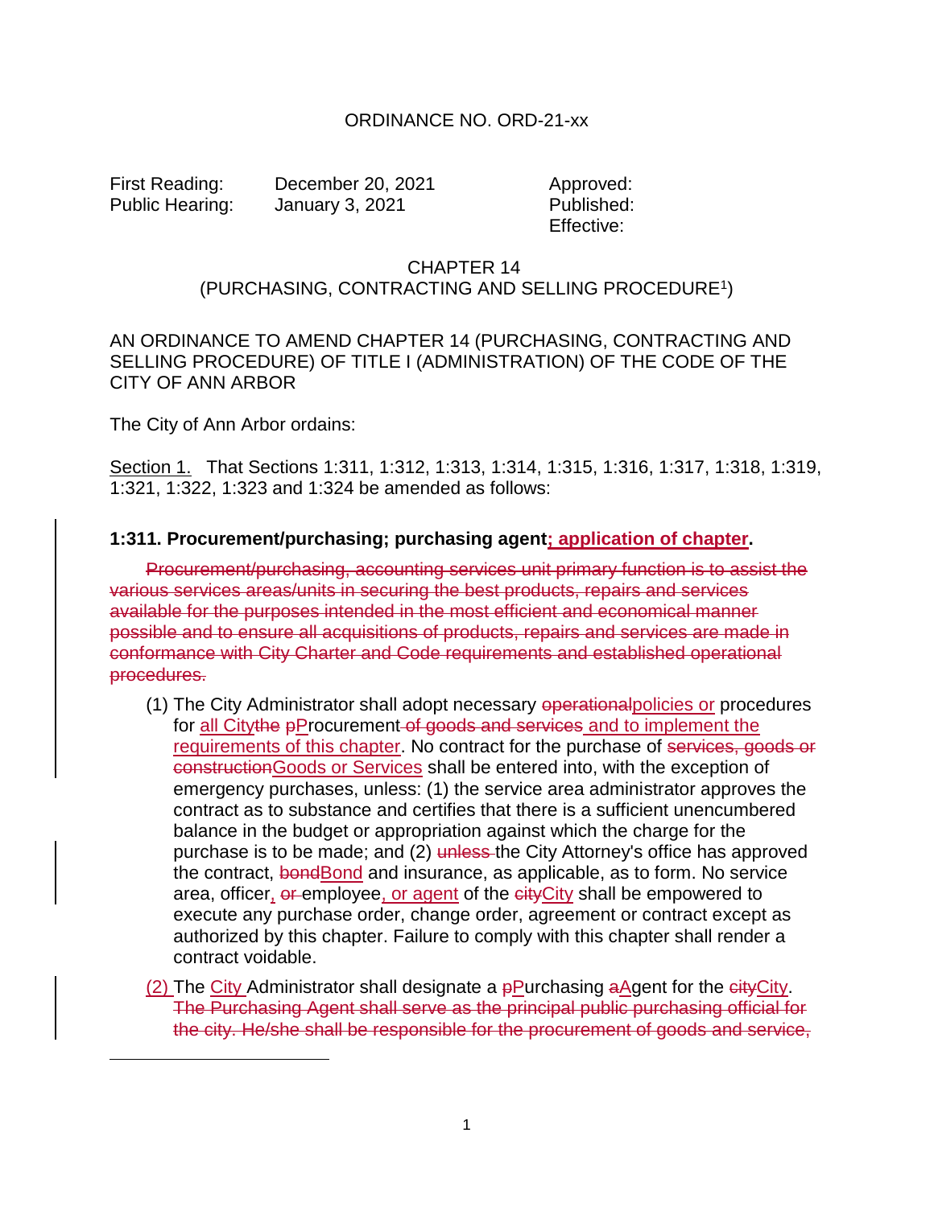ORDINANCE NO. ORD-21-xx

First Reading: December 20, 2021
Public Hearing: January 3, 2021

Approved:
Published:
Effective:

CHAPTER 14
(PURCHASING, CONTRACTING AND SELLING PROCEDURE[1])

AN ORDINANCE TO AMEND CHAPTER 14 (PURCHASING, CONTRACTING AND SELLING PROCEDURE) OF TITLE I (ADMINISTRATION) OF THE CODE OF THE CITY OF ANN ARBOR

The City of Ann Arbor ordains:

Section 1. That Sections 1:311, 1:312, 1:313, 1:314, 1:315, 1:316, 1:317, 1:318, 1:319, 1:321, 1:322, 1:323 and 1:324 be amended as follows:

**1:311. Procurement/purchasing; purchasing agent<u>; application of chapter</u>.**

~~Procurement/purchasing, accounting services unit primary function is to assist the various services areas/units in securing the best products, repairs and services available for the purposes intended in the most efficient and economical manner possible and to ensure all acquisitions of products, repairs and services are made in conformance with City Charter and Code requirements and established operational procedures.~~

(1) The City Administrator shall adopt necessary ~~operational~~<u>policies or</u> procedures for <u>all City</u>~~the~~ ~~p~~<u>P</u>rocurement~~ of goods and services~~<u> and to implement the requirements of this chapter</u>. No contract for the purchase of ~~services, goods or construction~~<u>Goods or Services</u> shall be entered into, with the exception of emergency purchases, unless: (1) the service area administrator approves the contract as to substance and certifies that there is a sufficient unencumbered balance in the budget or appropriation against which the charge for the purchase is to be made; and (2) ~~unless~~ the City Attorney's office has approved the contract, ~~bond~~<u>Bond</u> and insurance, as applicable, as to form. No service area, officer<u>,</u> ~~or~~ employee<u>, or agent</u> of the ~~city~~<u>City</u> shall be empowered to execute any purchase order, change order, agreement or contract except as authorized by this chapter. Failure to comply with this chapter shall render a contract voidable.

<u>(2)</u> The <u>City</u> Administrator shall designate a ~~p~~<u>P</u>urchasing ~~a~~<u>A</u>gent for the ~~city~~<u>City</u>. ~~The Purchasing Agent shall serve as the principal public purchasing official for the city. He/she shall be responsible for the procurement of goods and service,~~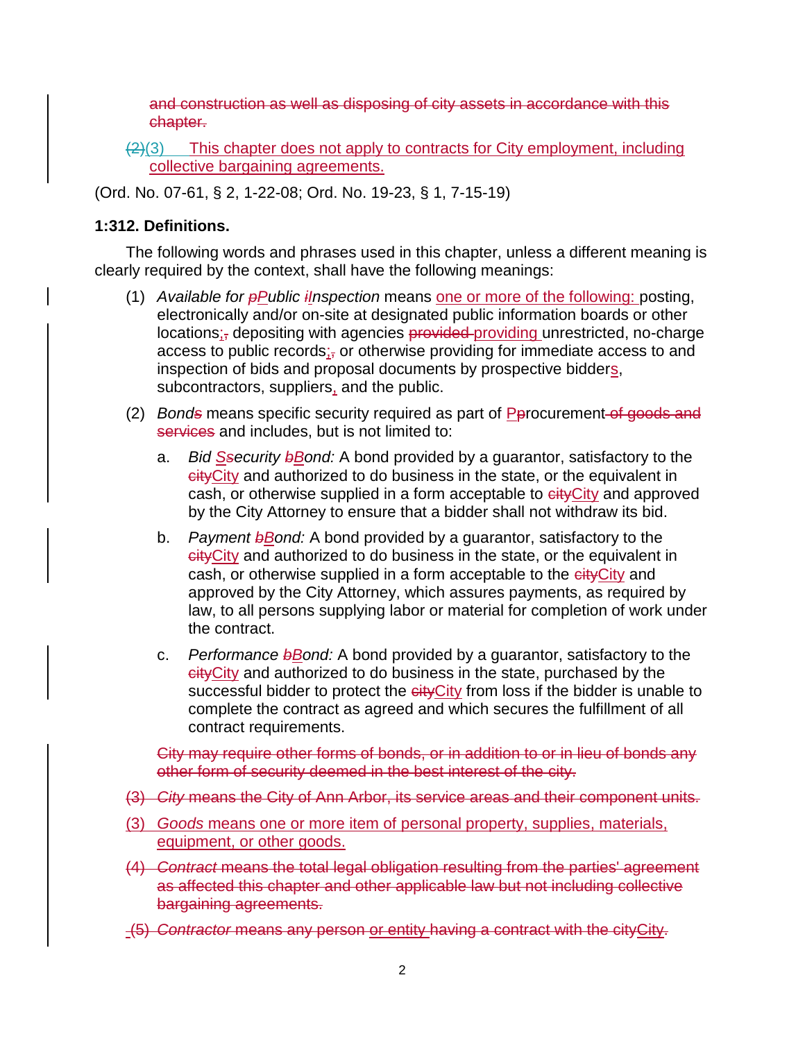~~and construction as well as disposing of city assets in accordance with this chapter.~~

~~(2)~~(3) This chapter does not apply to contracts for City employment, including collective bargaining agreements.

(Ord. No. 07-61, § 2, 1-22-08; Ord. No. 19-23, § 1, 7-15-19)

**1:312. Definitions.**

The following words and phrases used in this chapter, unless a different meaning is clearly required by the context, shall have the following meanings:

(1) *Available for ~~p~~Public ~~i~~Inspection* means one or more of the following: posting, electronically and/or on-site at designated public information boards or other locations;~~,~~ depositing with agencies ~~provided~~ providing unrestricted, no-charge access to public records;~~,~~ or otherwise providing for immediate access to and inspection of bids and proposal documents by prospective bidders, subcontractors, suppliers, and the public.

(2) *Bond~~s~~* means specific security required as part of P~~p~~rocurement ~~of goods and services~~ and includes, but is not limited to:

a. *Bid S~~s~~ecurity ~~b~~Bond:* A bond provided by a guarantor, satisfactory to the ~~city~~City and authorized to do business in the state, or the equivalent in cash, or otherwise supplied in a form acceptable to ~~city~~City and approved by the City Attorney to ensure that a bidder shall not withdraw its bid.

b. *Payment ~~b~~Bond:* A bond provided by a guarantor, satisfactory to the ~~city~~City and authorized to do business in the state, or the equivalent in cash, or otherwise supplied in a form acceptable to the ~~city~~City and approved by the City Attorney, which assures payments, as required by law, to all persons supplying labor or material for completion of work under the contract.

c. *Performance ~~b~~Bond:* A bond provided by a guarantor, satisfactory to the ~~city~~City and authorized to do business in the state, purchased by the successful bidder to protect the ~~city~~City from loss if the bidder is unable to complete the contract as agreed and which secures the fulfillment of all contract requirements.

~~City may require other forms of bonds, or in addition to or in lieu of bonds any other form of security deemed in the best interest of the city.~~

~~(3) *City* means the City of Ann Arbor, its service areas and their component units.~~

(3) *Goods* means one or more item of personal property, supplies, materials, equipment, or other goods.

~~(4) *Contract* means the total legal obligation resulting from the parties' agreement as affected this chapter and other applicable law but not including collective bargaining agreements.~~

~~(5) *Contractor* means any person~~ or entity ~~having a contract with the city~~~~City~~.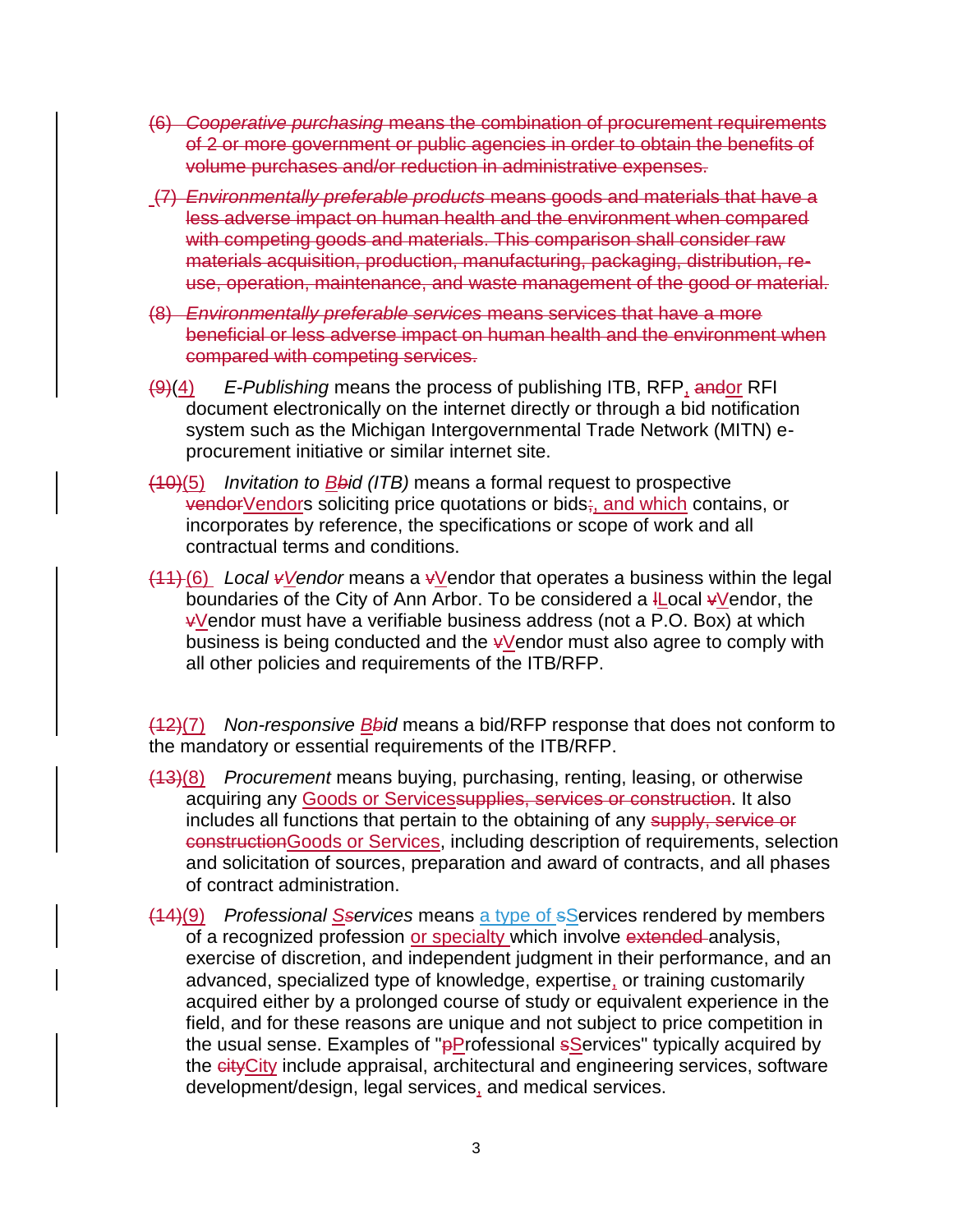(6) *Cooperative purchasing* means the combination of procurement requirements of 2 or more government or public agencies in order to obtain the benefits of volume purchases and/or reduction in administrative expenses.

(7) *Environmentally preferable products* means goods and materials that have a less adverse impact on human health and the environment when compared with competing goods and materials. This comparison shall consider raw materials acquisition, production, manufacturing, packaging, distribution, re-use, operation, maintenance, and waste management of the good or material.

(8) *Environmentally preferable services* means services that have a more beneficial or less adverse impact on human health and the environment when compared with competing services.

(9)(4) *E-Publishing* means the process of publishing ITB, RFP, andor RFI document electronically on the internet directly or through a bid notification system such as the Michigan Intergovernmental Trade Network (MITN) e-procurement initiative or similar internet site.

(10)(5) *Invitation to BBid (ITB)* means a formal request to prospective vendorVendors soliciting price quotations or bids;, and which contains, or incorporates by reference, the specifications or scope of work and all contractual terms and conditions.

(11) (6) *Local vVendor* means a vVendor that operates a business within the legal boundaries of the City of Ann Arbor. To be considered a lLocal vVendor, the vVendor must have a verifiable business address (not a P.O. Box) at which business is being conducted and the vVendor must also agree to comply with all other policies and requirements of the ITB/RFP.

(12)(7) *Non-responsive BBid* means a bid/RFP response that does not conform to the mandatory or essential requirements of the ITB/RFP.

(13)(8) *Procurement* means buying, purchasing, renting, leasing, or otherwise acquiring any Goods or Servicessupplies, services or construction. It also includes all functions that pertain to the obtaining of any supply, service or constructionGoods or Services, including description of requirements, selection and solicitation of sources, preparation and award of contracts, and all phases of contract administration.

(14)(9) *Professional SServices* means a type of sServices rendered by members of a recognized profession or specialty which involve extended analysis, exercise of discretion, and independent judgment in their performance, and an advanced, specialized type of knowledge, expertise, or training customarily acquired either by a prolonged course of study or equivalent experience in the field, and for these reasons are unique and not subject to price competition in the usual sense. Examples of "pProfessional sServices" typically acquired by the cityCity include appraisal, architectural and engineering services, software development/design, legal services, and medical services.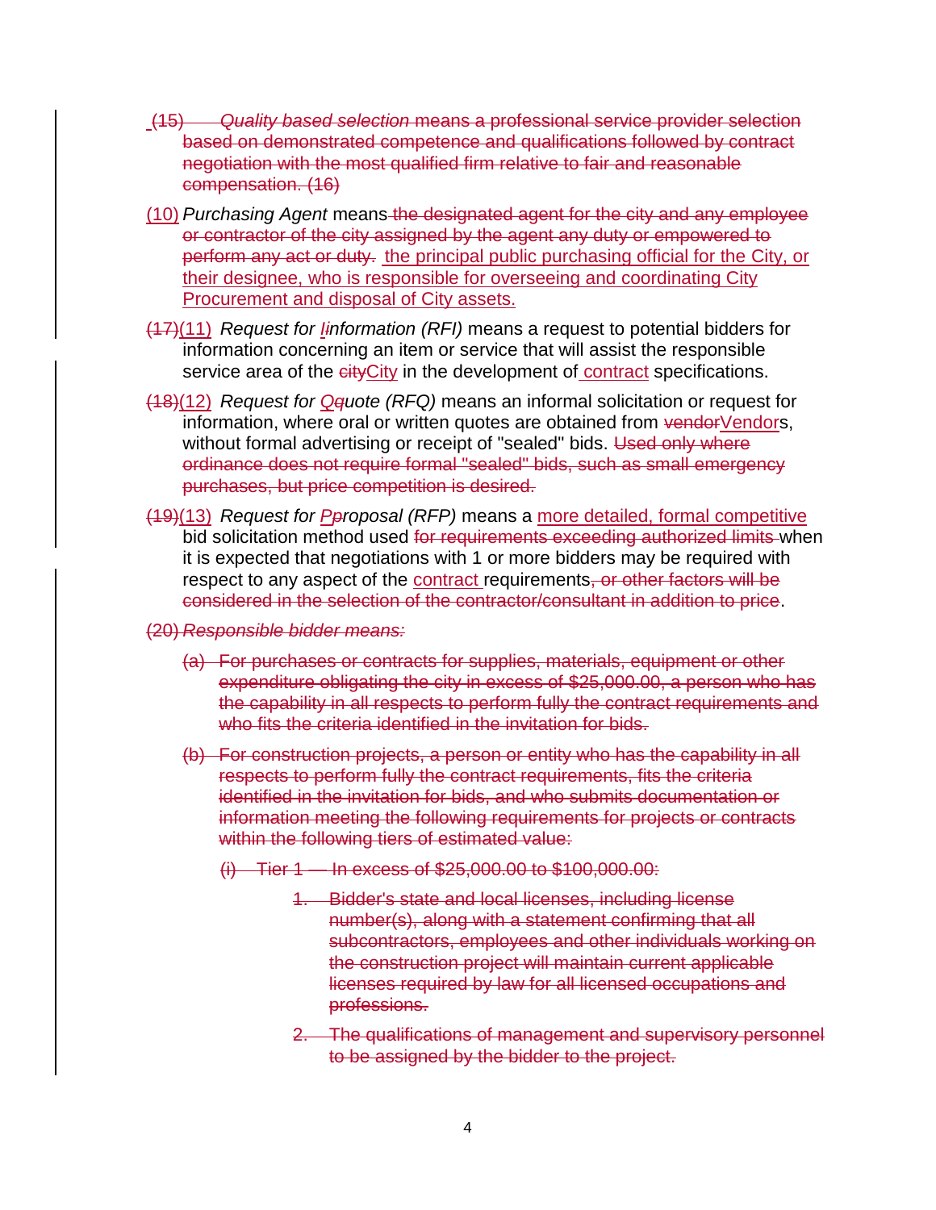~~(15) *Quality based selection* means a professional service provider selection based on demonstrated competence and qualifications followed by contract negotiation with the most qualified firm relative to fair and reasonable compensation. (16)~~

(10) *Purchasing Agent* means ~~the designated agent for the city and any employee or contractor of the city assigned by the agent any duty or empowered to perform any act or duty.~~ the principal public purchasing official for the City, or their designee, who is responsible for overseeing and coordinating City Procurement and disposal of City assets.

~~(17)~~(11) *Request for ~~i~~Information (RFI)* means a request to potential bidders for information concerning an item or service that will assist the responsible service area of the ~~city~~City in the development of contract specifications.

~~(18)~~(12) *Request for ~~q~~Quote (RFQ)* means an informal solicitation or request for information, where oral or written quotes are obtained from ~~vendor~~Vendors, without formal advertising or receipt of "sealed" bids. ~~Used only where ordinance does not require formal "sealed" bids, such as small emergency purchases, but price competition is desired.~~

~~(19)~~(13) *Request for ~~p~~Proposal (RFP)* means a more detailed, formal competitive bid solicitation method used ~~for requirements exceeding authorized limits~~ when it is expected that negotiations with 1 or more bidders may be required with respect to any aspect of the contract requirements~~, or other factors will be considered in the selection of the contractor/consultant in addition to price~~.

~~(20) *Responsible bidder means:*~~

~~(a) For purchases or contracts for supplies, materials, equipment or other expenditure obligating the city in excess of $25,000.00, a person who has the capability in all respects to perform fully the contract requirements and who fits the criteria identified in the invitation for bids.~~

~~(b) For construction projects, a person or entity who has the capability in all respects to perform fully the contract requirements, fits the criteria identified in the invitation for bids, and who submits documentation or information meeting the following requirements for projects or contracts within the following tiers of estimated value:~~

~~(i) Tier 1 — In excess of $25,000.00 to $100,000.00:~~

~~1. Bidder's state and local licenses, including license number(s), along with a statement confirming that all subcontractors, employees and other individuals working on the construction project will maintain current applicable licenses required by law for all licensed occupations and professions.~~

~~2. The qualifications of management and supervisory personnel to be assigned by the bidder to the project.~~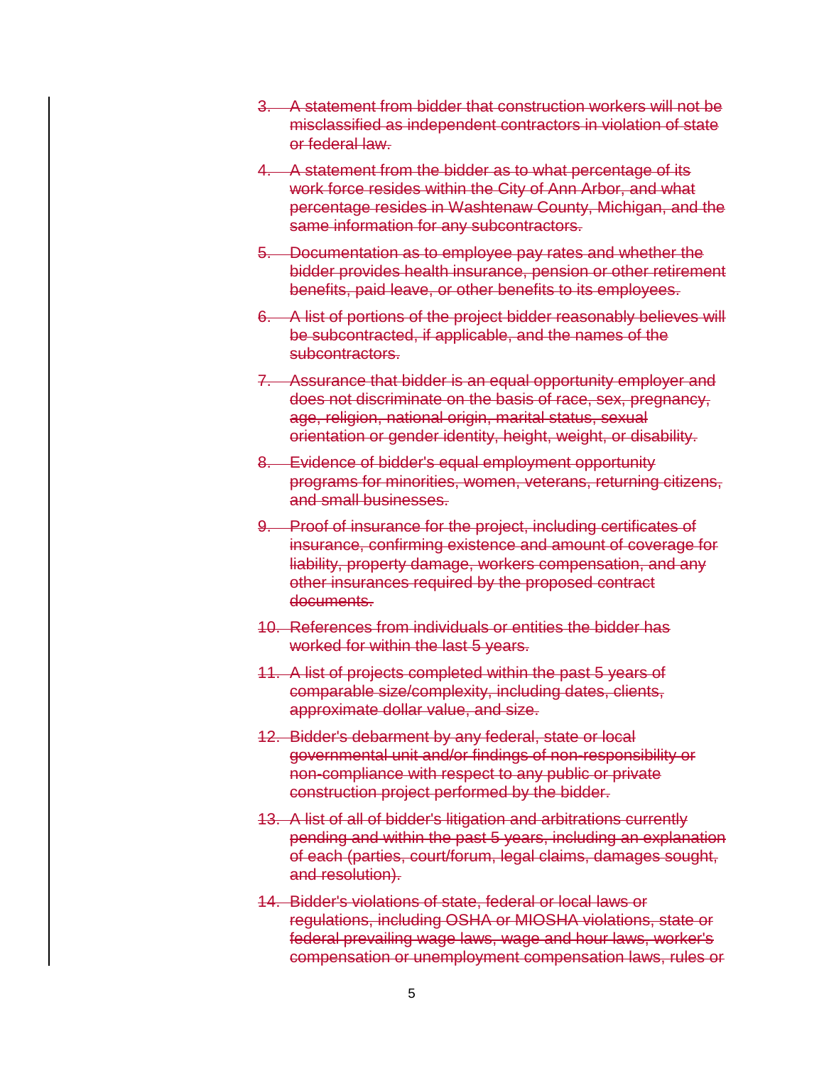3. ~~A statement from bidder that construction workers will not be misclassified as independent contractors in violation of state or federal law.~~

4. ~~A statement from the bidder as to what percentage of its work force resides within the City of Ann Arbor, and what percentage resides in Washtenaw County, Michigan, and the same information for any subcontractors.~~

5. ~~Documentation as to employee pay rates and whether the bidder provides health insurance, pension or other retirement benefits, paid leave, or other benefits to its employees.~~

6. ~~A list of portions of the project bidder reasonably believes will be subcontracted, if applicable, and the names of the subcontractors.~~

7. ~~Assurance that bidder is an equal opportunity employer and does not discriminate on the basis of race, sex, pregnancy, age, religion, national origin, marital status, sexual orientation or gender identity, height, weight, or disability.~~

8. ~~Evidence of bidder's equal employment opportunity programs for minorities, women, veterans, returning citizens, and small businesses.~~

9. ~~Proof of insurance for the project, including certificates of insurance, confirming existence and amount of coverage for liability, property damage, workers compensation, and any other insurances required by the proposed contract documents.~~

10. ~~References from individuals or entities the bidder has worked for within the last 5 years.~~

11. ~~A list of projects completed within the past 5 years of comparable size/complexity, including dates, clients, approximate dollar value, and size.~~

12. ~~Bidder's debarment by any federal, state or local governmental unit and/or findings of non-responsibility or non-compliance with respect to any public or private construction project performed by the bidder.~~

13. ~~A list of all of bidder's litigation and arbitrations currently pending and within the past 5 years, including an explanation of each (parties, court/forum, legal claims, damages sought, and resolution).~~

14. ~~Bidder's violations of state, federal or local laws or regulations, including OSHA or MIOSHA violations, state or federal prevailing wage laws, wage and hour laws, worker's compensation or unemployment compensation laws, rules or~~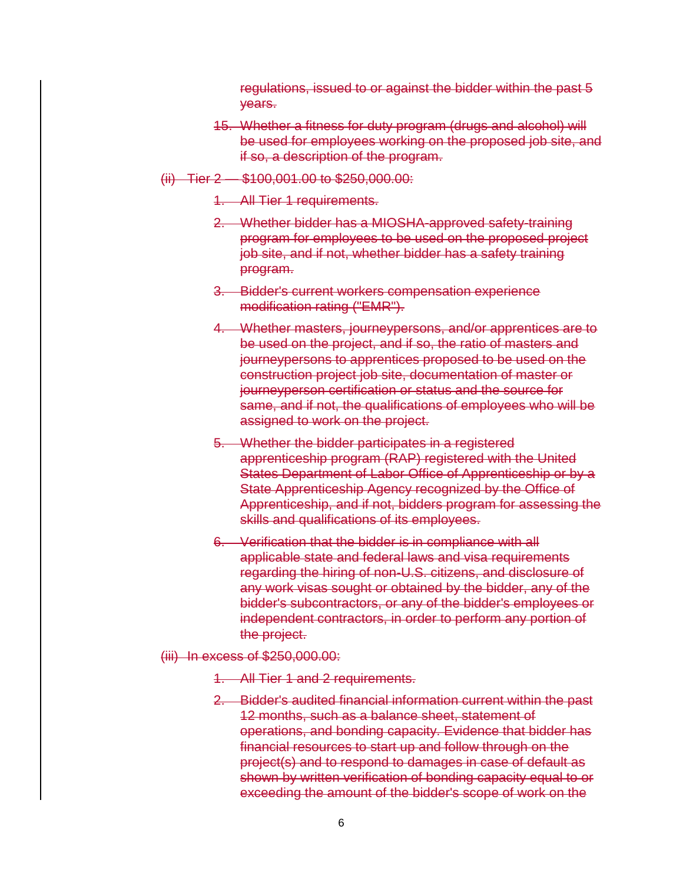~~regulations, issued to or against the bidder within the past 5 years.~~

15. ~~Whether a fitness for duty program (drugs and alcohol) will be used for employees working on the proposed job site, and if so, a description of the program.~~

~~(ii) Tier 2 — $100,001.00 to $250,000.00:~~

1. ~~All Tier 1 requirements.~~
2. ~~Whether bidder has a MIOSHA-approved safety-training program for employees to be used on the proposed project job site, and if not, whether bidder has a safety training program.~~
3. ~~Bidder's current workers compensation experience modification rating ("EMR").~~
4. ~~Whether masters, journeypersons, and/or apprentices are to be used on the project, and if so, the ratio of masters and journeypersons to apprentices proposed to be used on the construction project job site, documentation of master or journeyperson certification or status and the source for same, and if not, the qualifications of employees who will be assigned to work on the project.~~
5. ~~Whether the bidder participates in a registered apprenticeship program (RAP) registered with the United States Department of Labor Office of Apprenticeship or by a State Apprenticeship Agency recognized by the Office of Apprenticeship, and if not, bidders program for assessing the skills and qualifications of its employees.~~
6. ~~Verification that the bidder is in compliance with all applicable state and federal laws and visa requirements regarding the hiring of non-U.S. citizens, and disclosure of any work visas sought or obtained by the bidder, any of the bidder's subcontractors, or any of the bidder's employees or independent contractors, in order to perform any portion of the project.~~

~~(iii) In excess of $250,000.00:~~

1. ~~All Tier 1 and 2 requirements.~~
2. ~~Bidder's audited financial information current within the past 12 months, such as a balance sheet, statement of operations, and bonding capacity. Evidence that bidder has financial resources to start up and follow through on the project(s) and to respond to damages in case of default as shown by written verification of bonding capacity equal to or exceeding the amount of the bidder's scope of work on the~~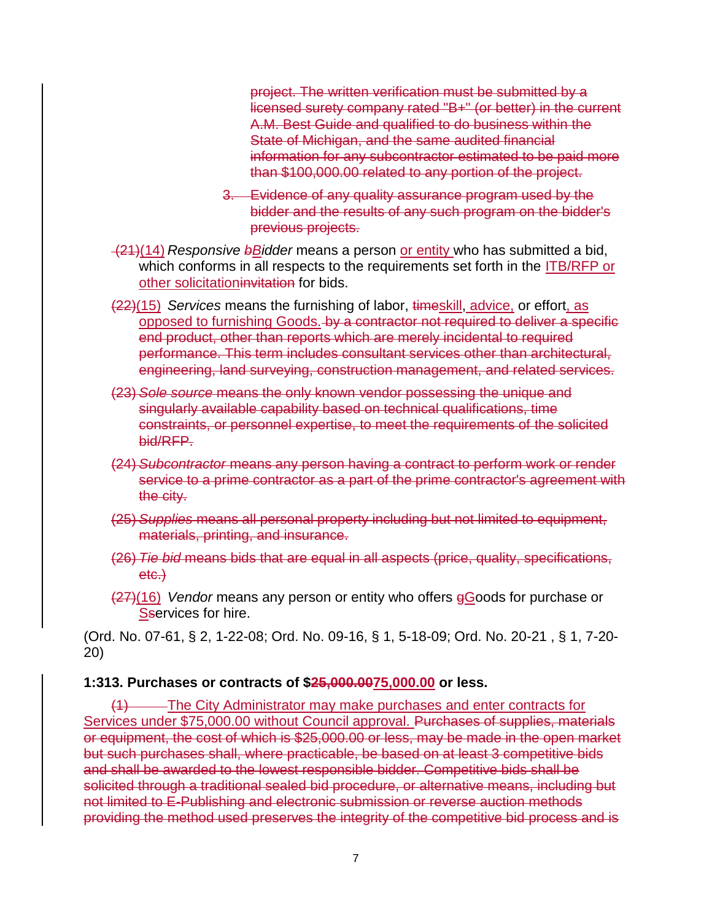project. The written verification must be submitted by a licensed surety company rated "B+" (or better) in the current A.M. Best Guide and qualified to do business within the State of Michigan, and the same audited financial information for any subcontractor estimated to be paid more than $100,000.00 related to any portion of the project.

3. Evidence of any quality assurance program used by the bidder and the results of any such program on the bidder's previous projects.

(21)(14) *Responsive bBidder* means a person or entity who has submitted a bid, which conforms in all respects to the requirements set forth in the ITB/RFP or other solicitationinvitation for bids.

(22)(15) *Services* means the furnishing of labor, timeskill, advice, or effort, as opposed to furnishing Goods. by a contractor not required to deliver a specific end product, other than reports which are merely incidental to required performance. This term includes consultant services other than architectural, engineering, land surveying, construction management, and related services.

(23) *Sole source* means the only known vendor possessing the unique and singularly available capability based on technical qualifications, time constraints, or personnel expertise, to meet the requirements of the solicited bid/RFP.

(24) *Subcontractor* means any person having a contract to perform work or render service to a prime contractor as a part of the prime contractor's agreement with the city.

(25) *Supplies* means all personal property including but not limited to equipment, materials, printing, and insurance.

(26) *Tie bid* means bids that are equal in all aspects (price, quality, specifications, etc.)

(27)(16) *Vendor* means any person or entity who offers gGoods for purchase or Sservices for hire.

(Ord. No. 07-61, § 2, 1-22-08; Ord. No. 09-16, § 1, 5-18-09; Ord. No. 20-21 , § 1, 7-20-20)

**1:313. Purchases or contracts of $25,000.0075,000.00 or less.**

(1) The City Administrator may make purchases and enter contracts for Services under $75,000.00 without Council approval. Purchases of supplies, materials or equipment, the cost of which is $25,000.00 or less, may be made in the open market but such purchases shall, where practicable, be based on at least 3 competitive bids and shall be awarded to the lowest responsible bidder. Competitive bids shall be solicited through a traditional sealed bid procedure, or alternative means, including but not limited to E-Publishing and electronic submission or reverse auction methods providing the method used preserves the integrity of the competitive bid process and is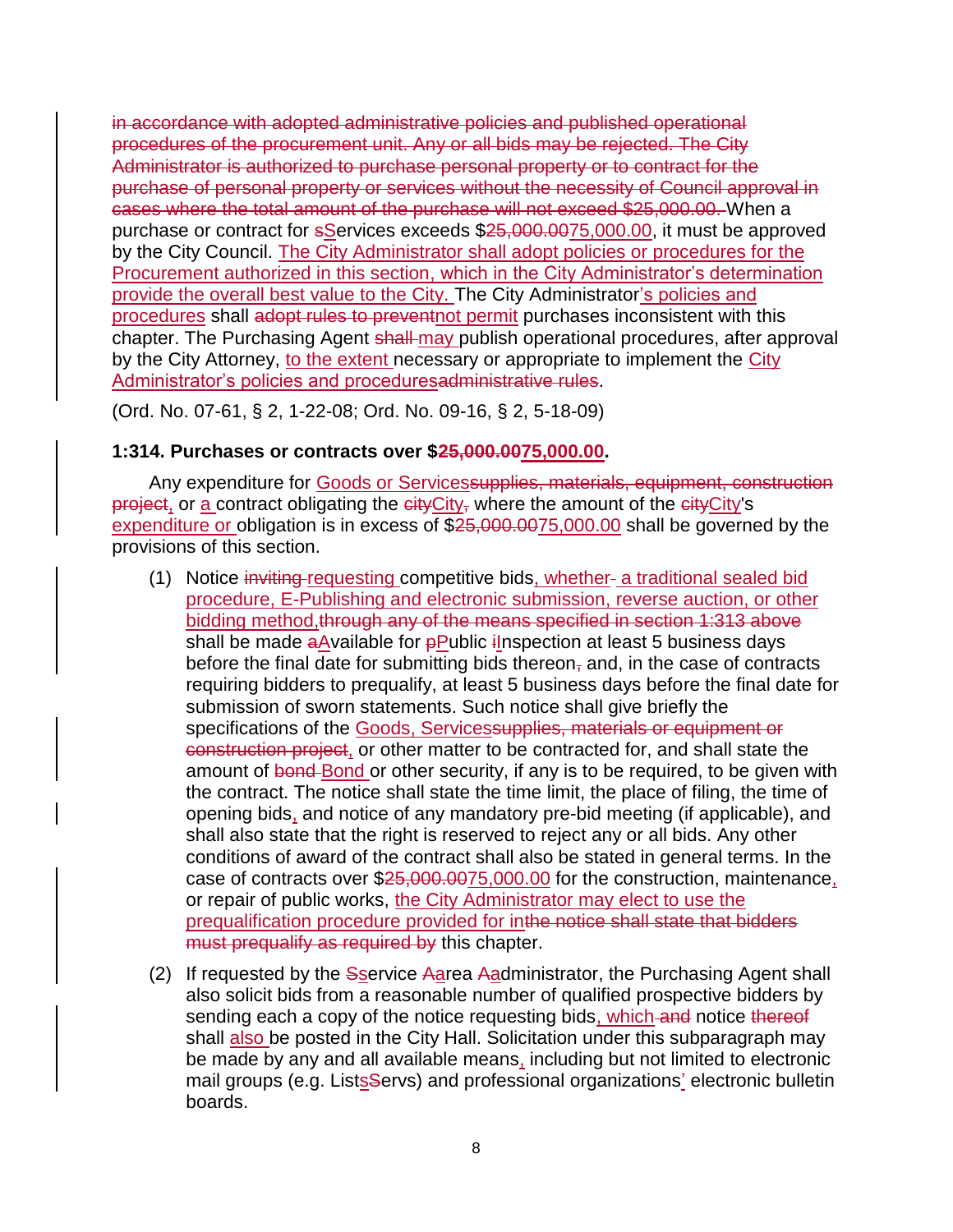~~in accordance with adopted administrative policies and published operational procedures of the procurement unit. Any or all bids may be rejected. The City Administrator is authorized to purchase personal property or to contract for the purchase of personal property or services without the necessity of Council approval in cases where the total amount of the purchase will not exceed $25,000.00.~~ When a purchase or contract for ~~s~~<u>S</u>ervices exceeds $~~25,000.00~~<u>75,000.00</u>, it must be approved by the City Council. <u>The City Administrator shall adopt policies or procedures for the Procurement authorized in this section, which in the City Administrator's determination provide the overall best value to the City.</u> The City Administrator<u>'s policies and procedures</u> shall ~~adopt rules to prevent~~<u>not permit</u> purchases inconsistent with this chapter. The Purchasing Agent ~~shall~~ <u>may</u> publish operational procedures, after approval by the City Attorney, <u>to the extent</u> necessary or appropriate to implement the <u>City Administrator's policies and procedures</u>~~administrative rules~~.

(Ord. No. 07-61, § 2, 1-22-08; Ord. No. 09-16, § 2, 5-18-09)

**1:314. Purchases or contracts over $~~25,000.00~~<u>75,000.00</u>.**

Any expenditure for <u>Goods or Services</u>~~supplies, materials, equipment, construction project~~<u>,</u> or <u>a</u> contract obligating the ~~city~~<u>City</u>~~,~~ where the amount of the ~~city~~<u>City</u>'s <u>expenditure or</u> obligation is in excess of $~~25,000.00~~<u>75,000.00</u> shall be governed by the provisions of this section.

(1) Notice ~~inviting~~ <u>requesting</u> competitive bids<u>, whether a traditional sealed bid procedure, E-Publishing and electronic submission, reverse auction, or other bidding method,</u>~~through any of the means specified in section 1:313 above~~ shall be made ~~a~~<u>A</u>vailable for ~~p~~<u>P</u>ublic ~~i~~<u>I</u>nspection at least 5 business days before the final date for submitting bids thereon~~,~~ and, in the case of contracts requiring bidders to prequalify, at least 5 business days before the final date for submission of sworn statements. Such notice shall give briefly the specifications of the <u>Goods, Services</u>~~supplies, materials or equipment or construction project~~<u>,</u> or other matter to be contracted for, and shall state the amount of ~~bond~~ <u>Bond</u> or other security, if any is to be required, to be given with the contract. The notice shall state the time limit, the place of filing, the time of opening bids<u>,</u> and notice of any mandatory pre-bid meeting (if applicable), and shall also state that the right is reserved to reject any or all bids. Any other conditions of award of the contract shall also be stated in general terms. In the case of contracts over $~~25,000.00~~<u>75,000.00</u> for the construction, maintenance<u>,</u> or repair of public works, <u>the City Administrator may elect to use the prequalification procedure provided for in</u>~~the notice shall state that bidders must prequalify as required by~~ this chapter.

(2) If requested by the ~~S~~<u>s</u>ervice ~~A~~<u>a</u>rea ~~A~~<u>a</u>dministrator, the Purchasing Agent shall also solicit bids from a reasonable number of qualified prospective bidders by sending each a copy of the notice requesting bids<u>, which</u> ~~and~~ notice ~~thereof~~ shall <u>also</u> be posted in the City Hall. Solicitation under this subparagraph may be made by any and all available means<u>,</u> including but not limited to electronic mail groups (e.g. List<u>s</u>~~S~~ervs) and professional organizations<u>'</u> electronic bulletin boards.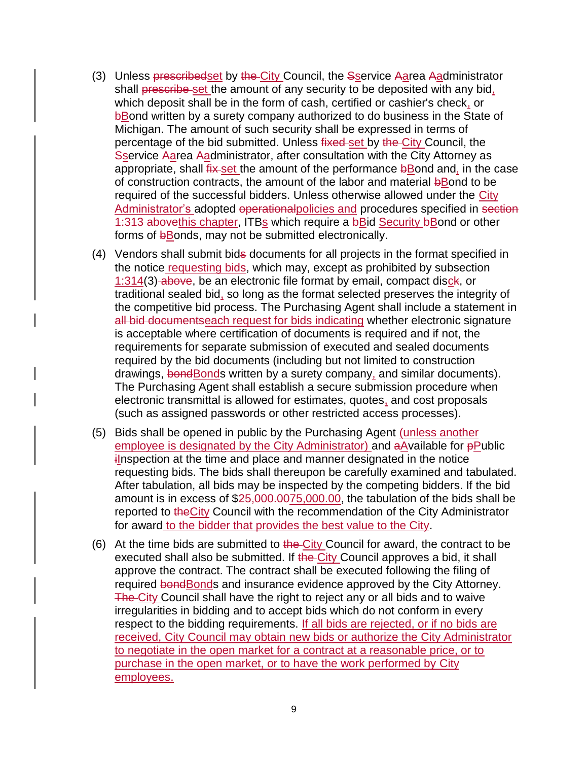(3) Unless ~~prescribed~~set by ~~the~~ City Council, the ~~S~~service ~~A~~area ~~A~~administrator shall ~~prescribe~~ set the amount of any security to be deposited with any bid, which deposit shall be in the form of cash, certified or cashier's check, or ~~b~~Bond written by a surety company authorized to do business in the State of Michigan. The amount of such security shall be expressed in terms of percentage of the bid submitted. Unless ~~fixed~~ set by ~~the~~ City Council, the ~~S~~service ~~A~~area ~~A~~administrator, after consultation with the City Attorney as appropriate, shall ~~fix~~ set the amount of the performance ~~b~~Bond and, in the case of construction contracts, the amount of the labor and material ~~b~~Bond to be required of the successful bidders. Unless otherwise allowed under the City Administrator's adopted ~~operational~~policies and procedures specified in ~~section 1:313 above~~this chapter, ITBs which require a ~~b~~Bid Security ~~b~~Bond or other forms of ~~b~~Bonds, may not be submitted electronically.

(4) Vendors shall submit bid~~s~~ documents for all projects in the format specified in the notice requesting bids, which may, except as prohibited by subsection 1:314(3) ~~above~~, be an electronic file format by email, compact dis~~c~~k, or traditional sealed bid, so long as the format selected preserves the integrity of the competitive bid process. The Purchasing Agent shall include a statement in ~~all bid documents~~each request for bids indicating whether electronic signature is acceptable where certification of documents is required and if not, the requirements for separate submission of executed and sealed documents required by the bid documents (including but not limited to construction drawings, ~~bond~~Bonds written by a surety company, and similar documents). The Purchasing Agent shall establish a secure submission procedure when electronic transmittal is allowed for estimates, quotes, and cost proposals (such as assigned passwords or other restricted access processes).

(5) Bids shall be opened in public by the Purchasing Agent (unless another employee is designated by the City Administrator) and ~~a~~Available for ~~p~~Public ~~i~~Inspection at the time and place and manner designated in the notice requesting bids. The bids shall thereupon be carefully examined and tabulated. After tabulation, all bids may be inspected by the competing bidders. If the bid amount is in excess of $~~25,000.00~~75,000.00, the tabulation of the bids shall be reported to ~~the~~City Council with the recommendation of the City Administrator for award to the bidder that provides the best value to the City.

(6) At the time bids are submitted to ~~the~~ City Council for award, the contract to be executed shall also be submitted. If ~~the~~ City Council approves a bid, it shall approve the contract. The contract shall be executed following the filing of required ~~bond~~Bonds and insurance evidence approved by the City Attorney. ~~The~~ City Council shall have the right to reject any or all bids and to waive irregularities in bidding and to accept bids which do not conform in every respect to the bidding requirements. If all bids are rejected, or if no bids are received, City Council may obtain new bids or authorize the City Administrator to negotiate in the open market for a contract at a reasonable price, or to purchase in the open market, or to have the work performed by City employees.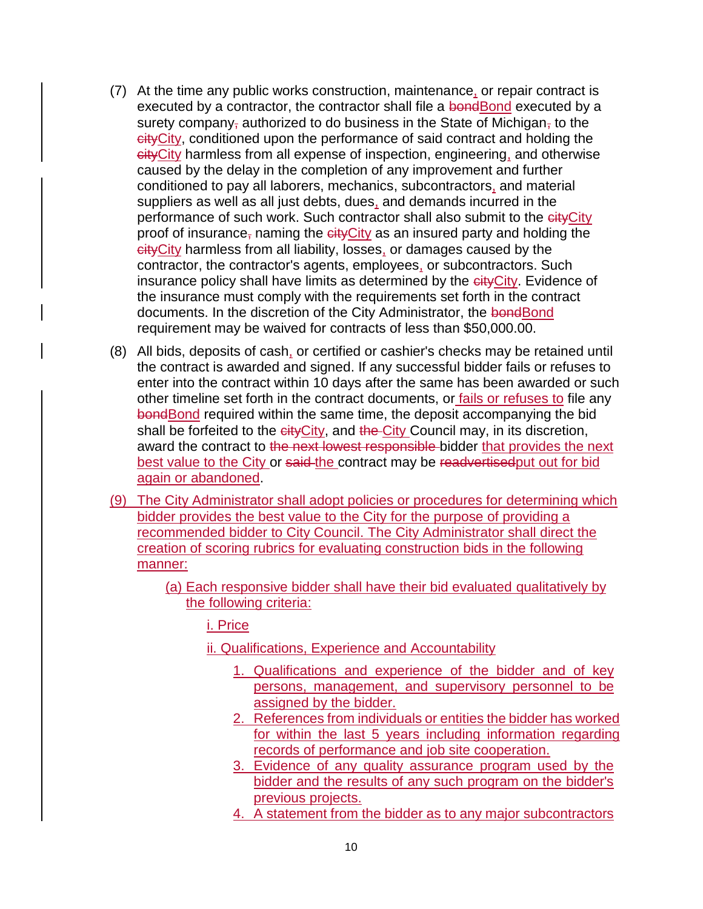(7) At the time any public works construction, maintenance, or repair contract is executed by a contractor, the contractor shall file a ~~bond~~Bond executed by a surety company~~,~~ authorized to do business in the State of Michigan~~,~~ to the ~~city~~City, conditioned upon the performance of said contract and holding the ~~city~~City harmless from all expense of inspection, engineering, and otherwise caused by the delay in the completion of any improvement and further conditioned to pay all laborers, mechanics, subcontractors, and material suppliers as well as all just debts, dues, and demands incurred in the performance of such work. Such contractor shall also submit to the ~~city~~City proof of insurance~~,~~ naming the ~~city~~City as an insured party and holding the ~~city~~City harmless from all liability, losses, or damages caused by the contractor, the contractor's agents, employees, or subcontractors. Such insurance policy shall have limits as determined by the ~~city~~City. Evidence of the insurance must comply with the requirements set forth in the contract documents. In the discretion of the City Administrator, the ~~bond~~Bond requirement may be waived for contracts of less than $50,000.00.

(8) All bids, deposits of cash, or certified or cashier's checks may be retained until the contract is awarded and signed. If any successful bidder fails or refuses to enter into the contract within 10 days after the same has been awarded or such other timeline set forth in the contract documents, or fails or refuses to file any ~~bond~~Bond required within the same time, the deposit accompanying the bid shall be forfeited to the ~~city~~City, and ~~the~~ City Council may, in its discretion, award the contract to ~~the next lowest responsible~~ bidder that provides the next best value to the City or ~~said~~ the contract may be ~~readvertised~~put out for bid again or abandoned.

(9) The City Administrator shall adopt policies or procedures for determining which bidder provides the best value to the City for the purpose of providing a recommended bidder to City Council. The City Administrator shall direct the creation of scoring rubrics for evaluating construction bids in the following manner:

(a) Each responsive bidder shall have their bid evaluated qualitatively by the following criteria:

i. Price

ii. Qualifications, Experience and Accountability

1. Qualifications and experience of the bidder and of key persons, management, and supervisory personnel to be assigned by the bidder.
2. References from individuals or entities the bidder has worked for within the last 5 years including information regarding records of performance and job site cooperation.
3. Evidence of any quality assurance program used by the bidder and the results of any such program on the bidder's previous projects.
4. A statement from the bidder as to any major subcontractors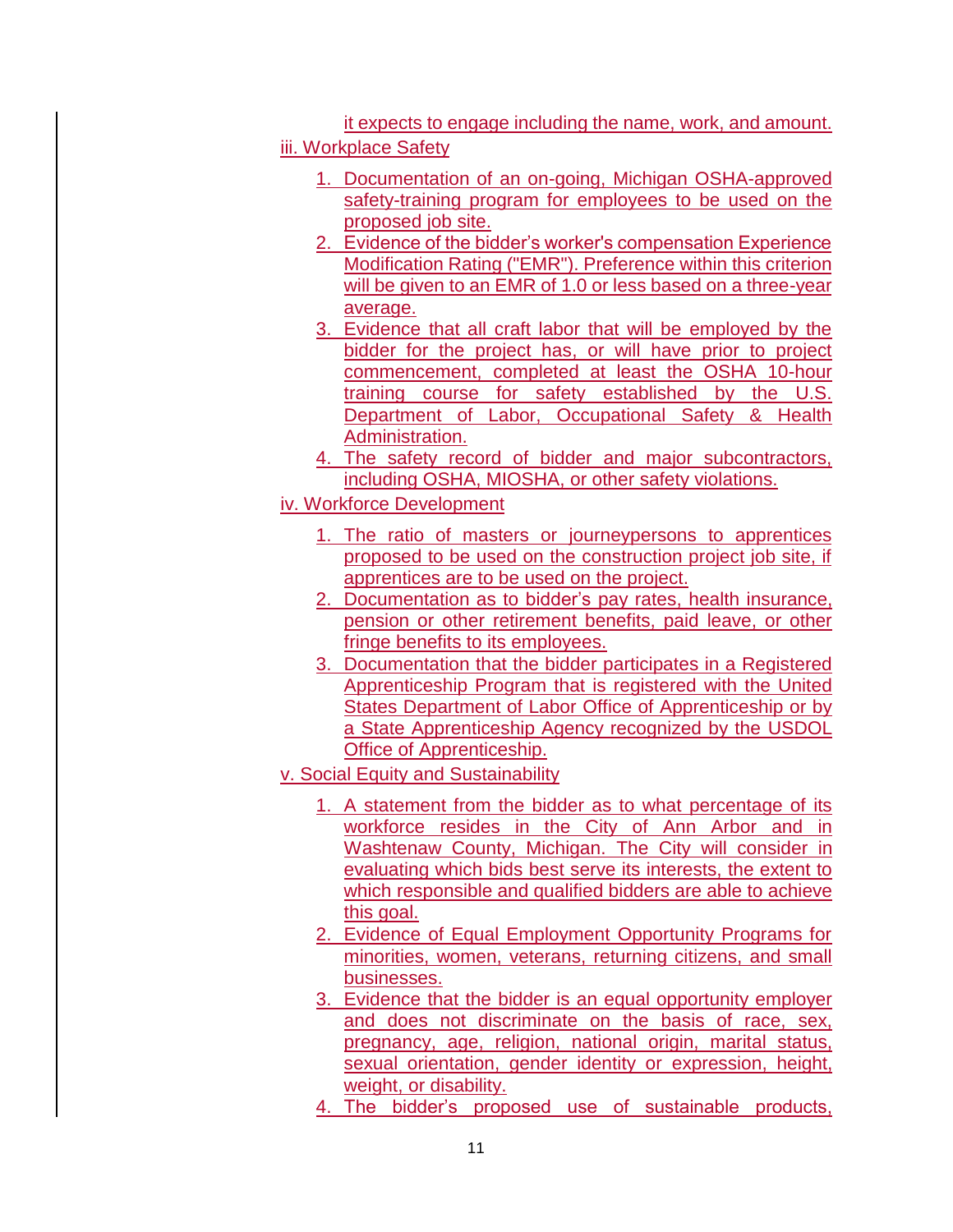it expects to engage including the name, work, and amount.

iii. Workplace Safety

1. Documentation of an on-going, Michigan OSHA-approved safety-training program for employees to be used on the proposed job site.
2. Evidence of the bidder's worker's compensation Experience Modification Rating ("EMR"). Preference within this criterion will be given to an EMR of 1.0 or less based on a three-year average.
3. Evidence that all craft labor that will be employed by the bidder for the project has, or will have prior to project commencement, completed at least the OSHA 10-hour training course for safety established by the U.S. Department of Labor, Occupational Safety & Health Administration.
4. The safety record of bidder and major subcontractors, including OSHA, MIOSHA, or other safety violations.

iv. Workforce Development

1. The ratio of masters or journeypersons to apprentices proposed to be used on the construction project job site, if apprentices are to be used on the project.
2. Documentation as to bidder's pay rates, health insurance, pension or other retirement benefits, paid leave, or other fringe benefits to its employees.
3. Documentation that the bidder participates in a Registered Apprenticeship Program that is registered with the United States Department of Labor Office of Apprenticeship or by a State Apprenticeship Agency recognized by the USDOL Office of Apprenticeship.

v. Social Equity and Sustainability

1. A statement from the bidder as to what percentage of its workforce resides in the City of Ann Arbor and in Washtenaw County, Michigan. The City will consider in evaluating which bids best serve its interests, the extent to which responsible and qualified bidders are able to achieve this goal.
2. Evidence of Equal Employment Opportunity Programs for minorities, women, veterans, returning citizens, and small businesses.
3. Evidence that the bidder is an equal opportunity employer and does not discriminate on the basis of race, sex, pregnancy, age, religion, national origin, marital status, sexual orientation, gender identity or expression, height, weight, or disability.
4. The bidder's proposed use of sustainable products,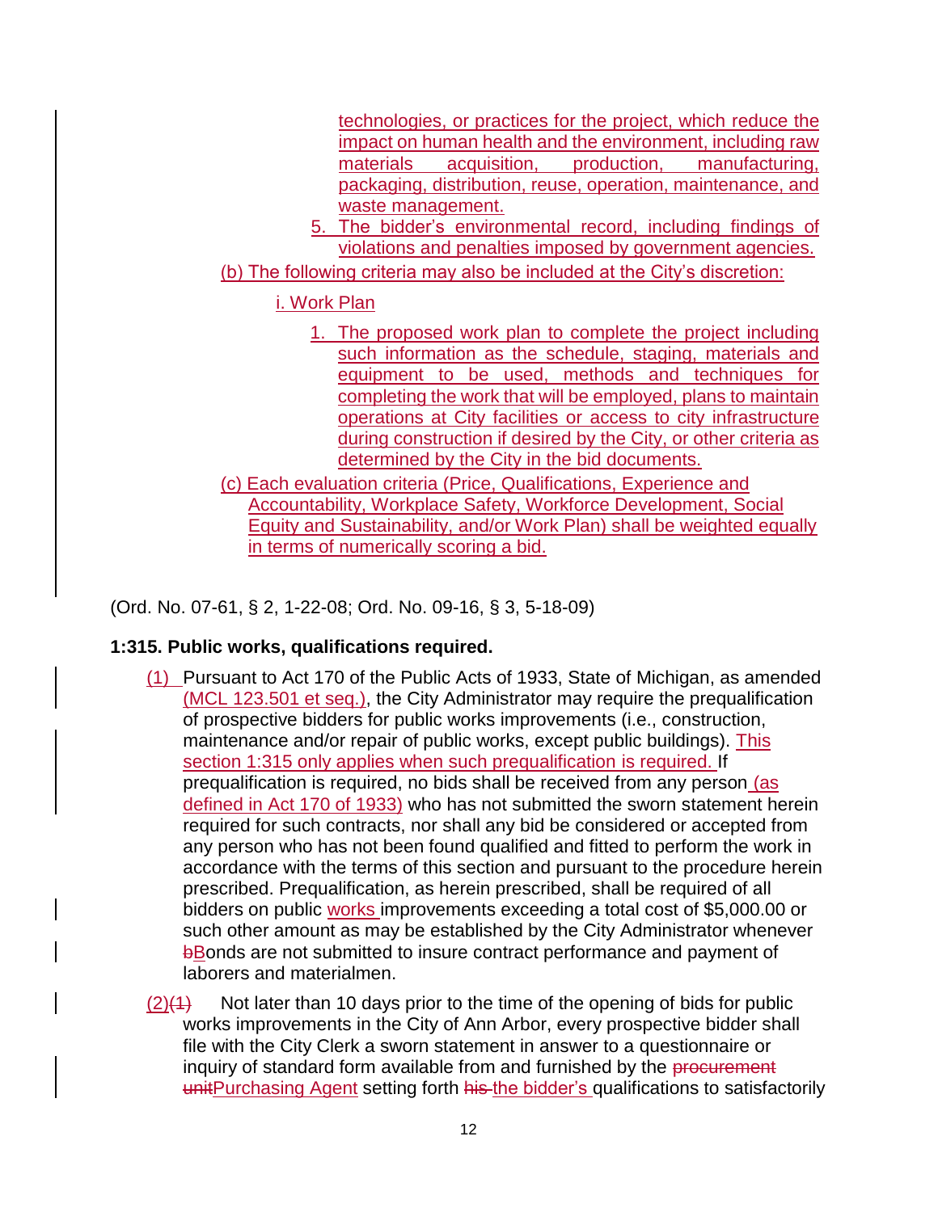technologies, or practices for the project, which reduce the impact on human health and the environment, including raw materials acquisition, production, manufacturing, packaging, distribution, reuse, operation, maintenance, and waste management.

5. The bidder's environmental record, including findings of violations and penalties imposed by government agencies.

(b) The following criteria may also be included at the City's discretion:

i. Work Plan

1. The proposed work plan to complete the project including such information as the schedule, staging, materials and equipment to be used, methods and techniques for completing the work that will be employed, plans to maintain operations at City facilities or access to city infrastructure during construction if desired by the City, or other criteria as determined by the City in the bid documents.

(c) Each evaluation criteria (Price, Qualifications, Experience and Accountability, Workplace Safety, Workforce Development, Social Equity and Sustainability, and/or Work Plan) shall be weighted equally in terms of numerically scoring a bid.

(Ord. No. 07-61, § 2, 1-22-08; Ord. No. 09-16, § 3, 5-18-09)

**1:315. Public works, qualifications required.**

(1) Pursuant to Act 170 of the Public Acts of 1933, State of Michigan, as amended (MCL 123.501 et seq.), the City Administrator may require the prequalification of prospective bidders for public works improvements (i.e., construction, maintenance and/or repair of public works, except public buildings). This section 1:315 only applies when such prequalification is required. If prequalification is required, no bids shall be received from any person (as defined in Act 170 of 1933) who has not submitted the sworn statement herein required for such contracts, nor shall any bid be considered or accepted from any person who has not been found qualified and fitted to perform the work in accordance with the terms of this section and pursuant to the procedure herein prescribed. Prequalification, as herein prescribed, shall be required of all bidders on public works improvements exceeding a total cost of $5,000.00 or such other amount as may be established by the City Administrator whenever ~~b~~Bonds are not submitted to insure contract performance and payment of laborers and materialmen.

(2)~~(1)~~ Not later than 10 days prior to the time of the opening of bids for public works improvements in the City of Ann Arbor, every prospective bidder shall file with the City Clerk a sworn statement in answer to a questionnaire or inquiry of standard form available from and furnished by the ~~procurement unit~~Purchasing Agent setting forth ~~his~~ the bidder's qualifications to satisfactorily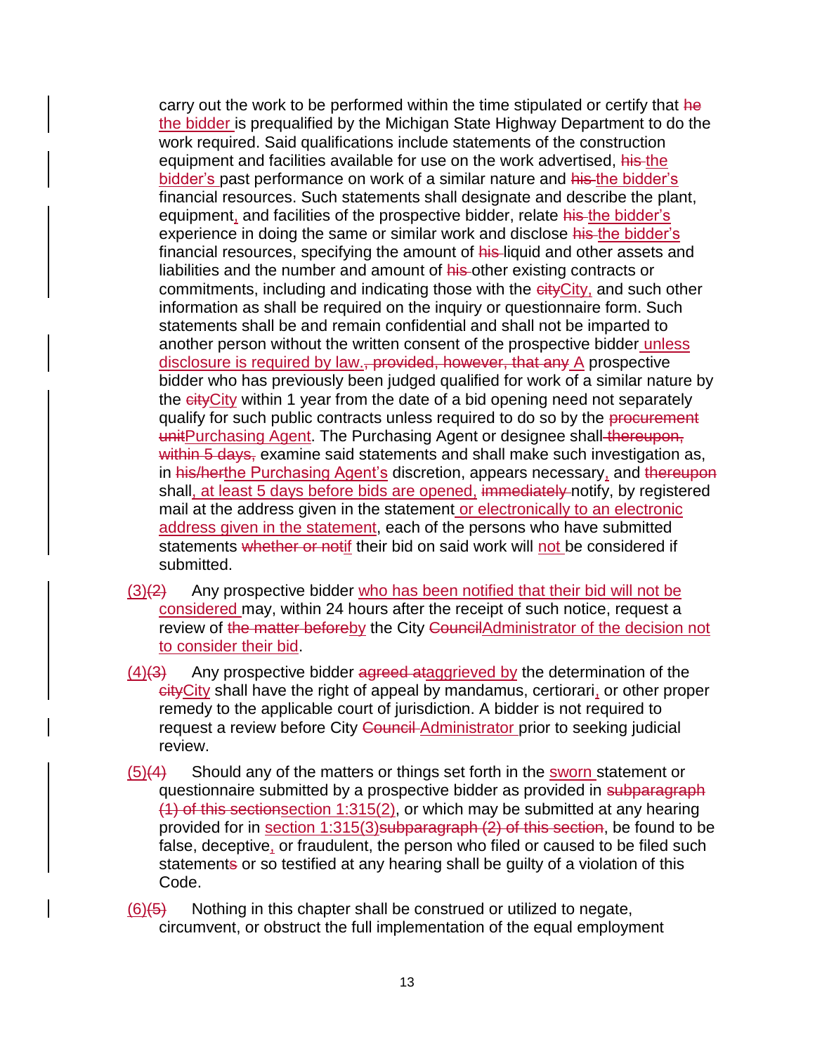carry out the work to be performed within the time stipulated or certify that ~~he~~ the bidder is prequalified by the Michigan State Highway Department to do the work required. Said qualifications include statements of the construction equipment and facilities available for use on the work advertised, ~~his~~ the bidder's past performance on work of a similar nature and ~~his~~ the bidder's financial resources. Such statements shall designate and describe the plant, equipment, and facilities of the prospective bidder, relate ~~his~~ the bidder's experience in doing the same or similar work and disclose ~~his~~ the bidder's financial resources, specifying the amount of ~~his~~ liquid and other assets and liabilities and the number and amount of ~~his~~ other existing contracts or commitments, including and indicating those with the ~~city~~City, and such other information as shall be required on the inquiry or questionnaire form. Such statements shall be and remain confidential and shall not be imparted to another person without the written consent of the prospective bidder unless disclosure is required by law.~~, provided, however, that any~~ A prospective bidder who has previously been judged qualified for work of a similar nature by the ~~city~~City within 1 year from the date of a bid opening need not separately qualify for such public contracts unless required to do so by the ~~procurement unit~~Purchasing Agent. The Purchasing Agent or designee shall ~~thereupon, within 5 days,~~ examine said statements and shall make such investigation as, in ~~his/her~~the Purchasing Agent's discretion, appears necessary, and ~~thereupon~~ shall, at least 5 days before bids are opened, ~~immediately~~ notify, by registered mail at the address given in the statement or electronically to an electronic address given in the statement, each of the persons who have submitted statements ~~whether or not~~if their bid on said work will not be considered if submitted.

(3)~~(2)~~ Any prospective bidder who has been notified that their bid will not be considered may, within 24 hours after the receipt of such notice, request a review of ~~the matter before~~by the City ~~Council~~Administrator of the decision not to consider their bid.

(4)~~(3)~~ Any prospective bidder ~~agreed at~~aggrieved by the determination of the ~~city~~City shall have the right of appeal by mandamus, certiorari, or other proper remedy to the applicable court of jurisdiction. A bidder is not required to request a review before City ~~Council~~ Administrator prior to seeking judicial review.

(5)~~(4)~~ Should any of the matters or things set forth in the sworn statement or questionnaire submitted by a prospective bidder as provided in ~~subparagraph (1) of this section~~section 1:315(2), or which may be submitted at any hearing provided for in section 1:315(3)~~subparagraph (2) of this section~~, be found to be false, deceptive, or fraudulent, the person who filed or caused to be filed such statement~~s~~ or so testified at any hearing shall be guilty of a violation of this Code.

(6)~~(5)~~ Nothing in this chapter shall be construed or utilized to negate, circumvent, or obstruct the full implementation of the equal employment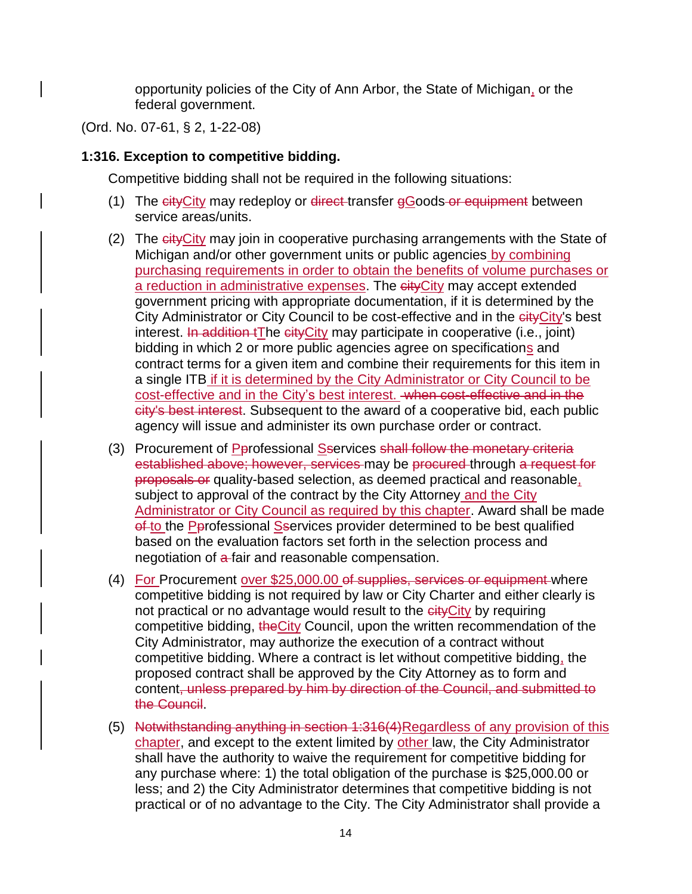opportunity policies of the City of Ann Arbor, the State of Michigan<u>,</u> or the federal government.

(Ord. No. 07-61, § 2, 1-22-08)

**1:316. Exception to competitive bidding.**

Competitive bidding shall not be required in the following situations:

(1) The ~~city~~<u>City</u> may redeploy or ~~direct~~ transfer ~~g~~<u>G</u>oods ~~or equipment~~ between service areas/units.

(2) The ~~city~~<u>City</u> may join in cooperative purchasing arrangements with the State of Michigan and/or other government units or public agencies <u>by combining purchasing requirements in order to obtain the benefits of volume purchases or a reduction in administrative expenses</u>. The ~~city~~<u>City</u> may accept extended government pricing with appropriate documentation, if it is determined by the City Administrator or City Council to be cost-effective and in the ~~city~~<u>City</u>'s best interest. ~~In addition t~~<u>T</u>he ~~city~~<u>City</u> may participate in cooperative (i.e., joint) bidding in which 2 or more public agencies agree on specification<u>s</u> and contract terms for a given item and combine their requirements for this item in a single ITB <u>if it is determined by the City Administrator or City Council to be cost-effective and in the City's best interest.</u> ~~when cost-effective and in the city's best interest~~. Subsequent to the award of a cooperative bid, each public agency will issue and administer its own purchase order or contract.

(3) Procurement of <u>P</u>~~p~~rofessional <u>S</u>~~s~~ervices ~~shall follow the monetary criteria established above; however, services~~ may be ~~procured~~ through ~~a request for proposals or~~ quality-based selection, as deemed practical and reasonable<u>,</u> subject to approval of the contract by the City Attorney <u>and the City Administrator or City Council as required by this chapter</u>. Award shall be made ~~of~~ <u>to</u> the <u>P</u>~~p~~rofessional <u>S</u>~~s~~ervices provider determined to be best qualified based on the evaluation factors set forth in the selection process and negotiation of ~~a~~ fair and reasonable compensation.

(4) <u>For</u> Procurement <u>over $25,000.00</u> ~~of supplies, services or equipment~~ where competitive bidding is not required by law or City Charter and either clearly is not practical or no advantage would result to the ~~city~~<u>City</u> by requiring competitive bidding, ~~the~~<u>City</u> Council, upon the written recommendation of the City Administrator, may authorize the execution of a contract without competitive bidding. Where a contract is let without competitive bidding<u>,</u> the proposed contract shall be approved by the City Attorney as to form and content~~, unless prepared by him by direction of the Council, and submitted to the Council~~.

(5) ~~Notwithstanding anything in section 1:316(4)~~<u>Regardless of any provision of this chapter</u>, and except to the extent limited by <u>other</u> law, the City Administrator shall have the authority to waive the requirement for competitive bidding for any purchase where: 1) the total obligation of the purchase is $25,000.00 or less; and 2) the City Administrator determines that competitive bidding is not practical or of no advantage to the City. The City Administrator shall provide a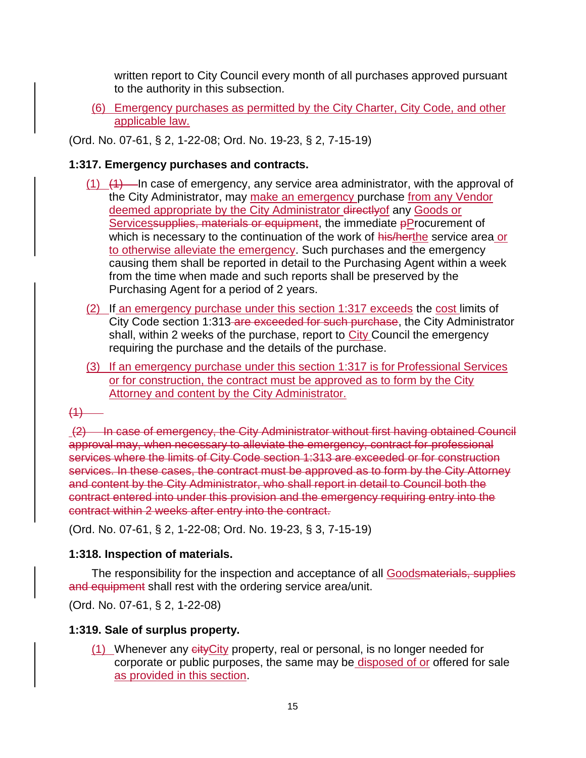written report to City Council every month of all purchases approved pursuant to the authority in this subsection.

(6) Emergency purchases as permitted by the City Charter, City Code, and other applicable law.

(Ord. No. 07-61, § 2, 1-22-08; Ord. No. 19-23, § 2, 7-15-19)

**1:317. Emergency purchases and contracts.**

(1) ~~(1)~~ In case of emergency, any service area administrator, with the approval of the City Administrator, may make an emergency purchase from any Vendor deemed appropriate by the City Administrator ~~directly~~of any Goods or Services~~supplies, materials or equipment~~, the immediate ~~p~~Procurement of which is necessary to the continuation of the work of ~~his/her~~the service area or to otherwise alleviate the emergency. Such purchases and the emergency causing them shall be reported in detail to the Purchasing Agent within a week from the time when made and such reports shall be preserved by the Purchasing Agent for a period of 2 years.

(2) If an emergency purchase under this section 1:317 exceeds the cost limits of City Code section 1:313 ~~are exceeded for such purchase~~, the City Administrator shall, within 2 weeks of the purchase, report to City Council the emergency requiring the purchase and the details of the purchase.

(3) If an emergency purchase under this section 1:317 is for Professional Services or for construction, the contract must be approved as to form by the City Attorney and content by the City Administrator.

~~(1)~~

~~(2) In case of emergency, the City Administrator without first having obtained Council approval may, when necessary to alleviate the emergency, contract for professional services where the limits of City Code section 1:313 are exceeded or for construction services. In these cases, the contract must be approved as to form by the City Attorney and content by the City Administrator, who shall report in detail to Council both the contract entered into under this provision and the emergency requiring entry into the contract within 2 weeks after entry into the contract.~~

(Ord. No. 07-61, § 2, 1-22-08; Ord. No. 19-23, § 3, 7-15-19)

**1:318. Inspection of materials.**

The responsibility for the inspection and acceptance of all Goods~~materials, supplies and equipment~~ shall rest with the ordering service area/unit.

(Ord. No. 07-61, § 2, 1-22-08)

**1:319. Sale of surplus property.**

(1) Whenever any ~~city~~City property, real or personal, is no longer needed for corporate or public purposes, the same may be disposed of or offered for sale as provided in this section.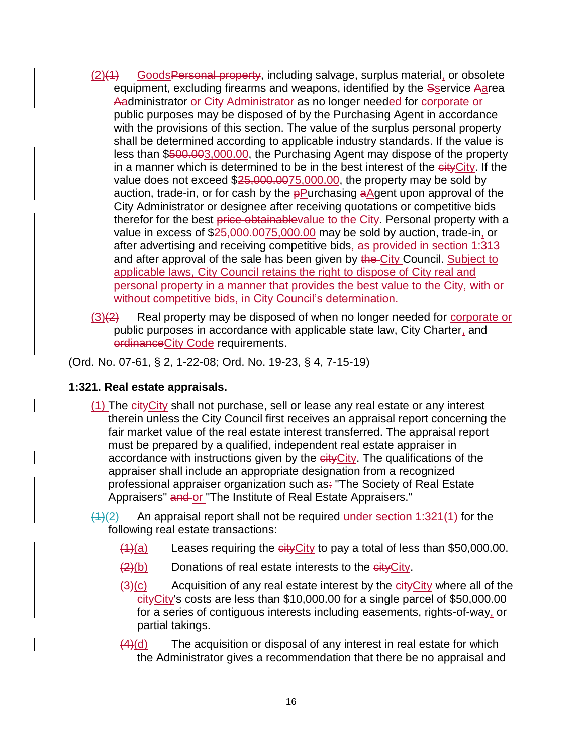(2)~~(1)~~ Goods~~Personal property~~, including salvage, surplus material, or obsolete equipment, excluding firearms and weapons, identified by the ~~S~~service ~~A~~area ~~A~~administrator or City Administrator as no longer needed for corporate or public purposes may be disposed of by the Purchasing Agent in accordance with the provisions of this section. The value of the surplus personal property shall be determined according to applicable industry standards. If the value is less than $~~500.00~~3,000.00, the Purchasing Agent may dispose of the property in a manner which is determined to be in the best interest of the ~~city~~City. If the value does not exceed $~~25,000.00~~75,000.00, the property may be sold by auction, trade-in, or for cash by the ~~p~~Purchasing ~~a~~Agent upon approval of the City Administrator or designee after receiving quotations or competitive bids therefor for the best ~~price obtainable~~value to the City. Personal property with a value in excess of $~~25,000.00~~75,000.00 may be sold by auction, trade-in, or after advertising and receiving competitive bids~~, as provided in section 1:313~~ and after approval of the sale has been given by ~~the~~ City Council. Subject to applicable laws, City Council retains the right to dispose of City real and personal property in a manner that provides the best value to the City, with or without competitive bids, in City Council's determination.

(3)~~(2)~~ Real property may be disposed of when no longer needed for corporate or public purposes in accordance with applicable state law, City Charter, and ~~ordinance~~City Code requirements.

(Ord. No. 07-61, § 2, 1-22-08; Ord. No. 19-23, § 4, 7-15-19)

**1:321. Real estate appraisals.**

(1) The ~~city~~City shall not purchase, sell or lease any real estate or any interest therein unless the City Council first receives an appraisal report concerning the fair market value of the real estate interest transferred. The appraisal report must be prepared by a qualified, independent real estate appraiser in accordance with instructions given by the ~~city~~City. The qualifications of the appraiser shall include an appropriate designation from a recognized professional appraiser organization such as~~:~~ "The Society of Real Estate Appraisers" ~~and~~ or "The Institute of Real Estate Appraisers."

~~(1)~~(2) An appraisal report shall not be required under section 1:321(1) for the following real estate transactions:

~~(1)~~(a) Leases requiring the ~~city~~City to pay a total of less than $50,000.00.

~~(2)~~(b) Donations of real estate interests to the ~~city~~City.

~~(3)~~(c) Acquisition of any real estate interest by the ~~city~~City where all of the ~~city~~City's costs are less than $10,000.00 for a single parcel of $50,000.00 for a series of contiguous interests including easements, rights-of-way, or partial takings.

~~(4)~~(d) The acquisition or disposal of any interest in real estate for which the Administrator gives a recommendation that there be no appraisal and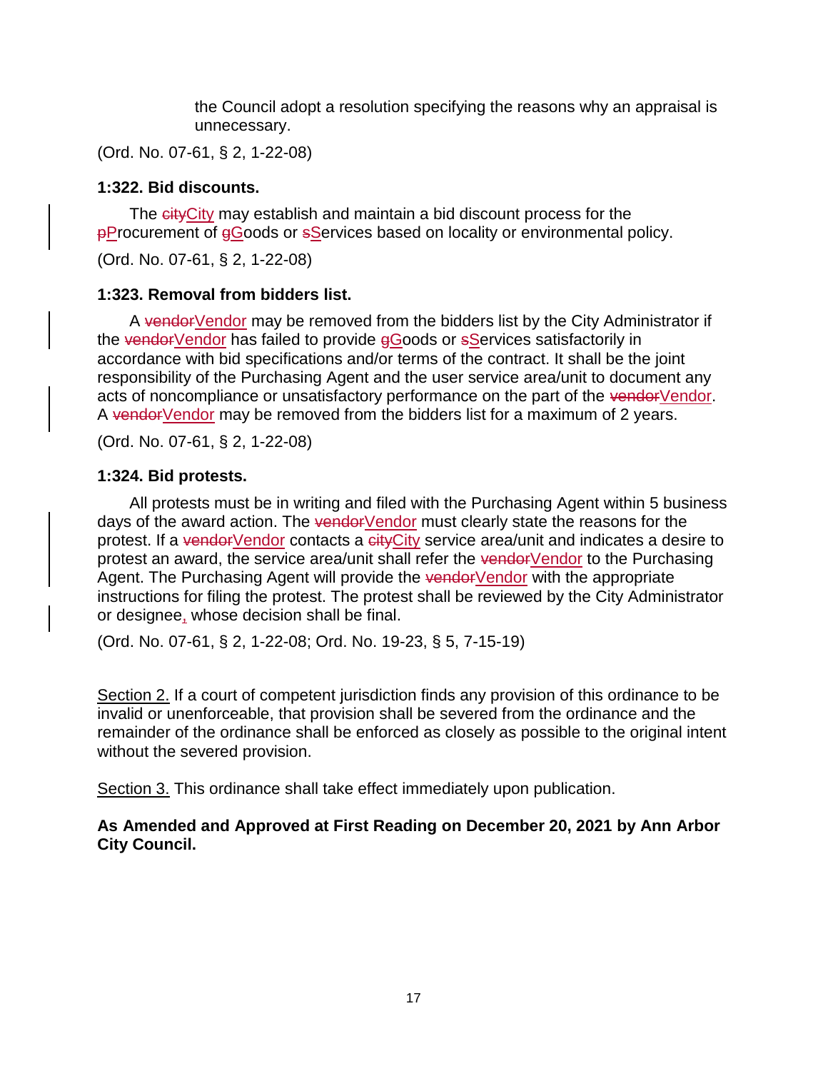the Council adopt a resolution specifying the reasons why an appraisal is unnecessary.

(Ord. No. 07-61, § 2, 1-22-08)

**1:322. Bid discounts.**

The ~~city~~City may establish and maintain a bid discount process for the ~~p~~Procurement of ~~g~~Goods or ~~s~~Services based on locality or environmental policy.

(Ord. No. 07-61, § 2, 1-22-08)

**1:323. Removal from bidders list.**

A ~~vendor~~Vendor may be removed from the bidders list by the City Administrator if the ~~vendor~~Vendor has failed to provide ~~g~~Goods or ~~s~~Services satisfactorily in accordance with bid specifications and/or terms of the contract. It shall be the joint responsibility of the Purchasing Agent and the user service area/unit to document any acts of noncompliance or unsatisfactory performance on the part of the ~~vendor~~Vendor. A ~~vendor~~Vendor may be removed from the bidders list for a maximum of 2 years.

(Ord. No. 07-61, § 2, 1-22-08)

**1:324. Bid protests.**

All protests must be in writing and filed with the Purchasing Agent within 5 business days of the award action. The ~~vendor~~Vendor must clearly state the reasons for the protest. If a ~~vendor~~Vendor contacts a ~~city~~City service area/unit and indicates a desire to protest an award, the service area/unit shall refer the ~~vendor~~Vendor to the Purchasing Agent. The Purchasing Agent will provide the ~~vendor~~Vendor with the appropriate instructions for filing the protest. The protest shall be reviewed by the City Administrator or designee, whose decision shall be final.

(Ord. No. 07-61, § 2, 1-22-08; Ord. No. 19-23, § 5, 7-15-19)

Section 2. If a court of competent jurisdiction finds any provision of this ordinance to be invalid or unenforceable, that provision shall be severed from the ordinance and the remainder of the ordinance shall be enforced as closely as possible to the original intent without the severed provision.

Section 3. This ordinance shall take effect immediately upon publication.

**As Amended and Approved at First Reading on December 20, 2021 by Ann Arbor City Council.**